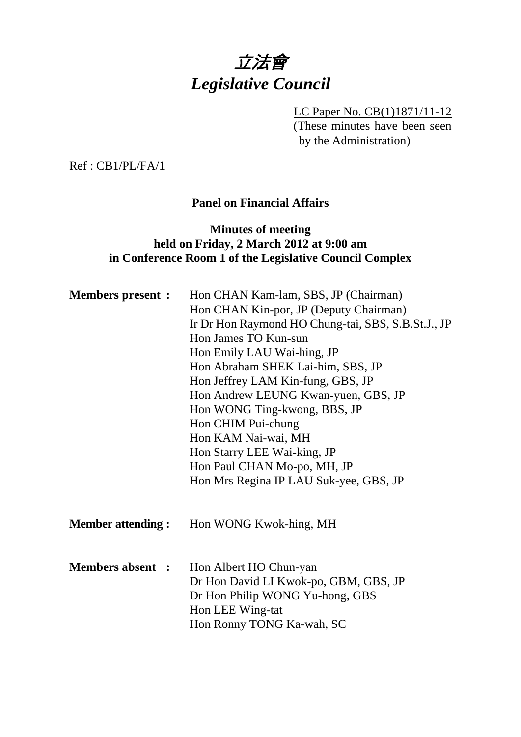# *立法會*
# *Legislative Council*

LC Paper No. CB(1)1871/11-12
(These minutes have been seen by the Administration)

Ref : CB1/PL/FA/1

**Panel on Financial Affairs**

**Minutes of meeting**
**held on Friday, 2 March 2012 at 9:00 am**
**in Conference Room 1 of the Legislative Council Complex**

**Members present :**

Hon CHAN Kam-lam, SBS, JP (Chairman)
Hon CHAN Kin-por, JP (Deputy Chairman)
Ir Dr Hon Raymond HO Chung-tai, SBS, S.B.St.J., JP
Hon James TO Kun-sun
Hon Emily LAU Wai-hing, JP
Hon Abraham SHEK Lai-him, SBS, JP
Hon Jeffrey LAM Kin-fung, GBS, JP
Hon Andrew LEUNG Kwan-yuen, GBS, JP
Hon WONG Ting-kwong, BBS, JP
Hon CHIM Pui-chung
Hon KAM Nai-wai, MH
Hon Starry LEE Wai-king, JP
Hon Paul CHAN Mo-po, MH, JP
Hon Mrs Regina IP LAU Suk-yee, GBS, JP

**Member attending :**

Hon WONG Kwok-hing, MH

**Members absent :**

Hon Albert HO Chun-yan
Dr Hon David LI Kwok-po, GBM, GBS, JP
Dr Hon Philip WONG Yu-hong, GBS
Hon LEE Wing-tat
Hon Ronny TONG Ka-wah, SC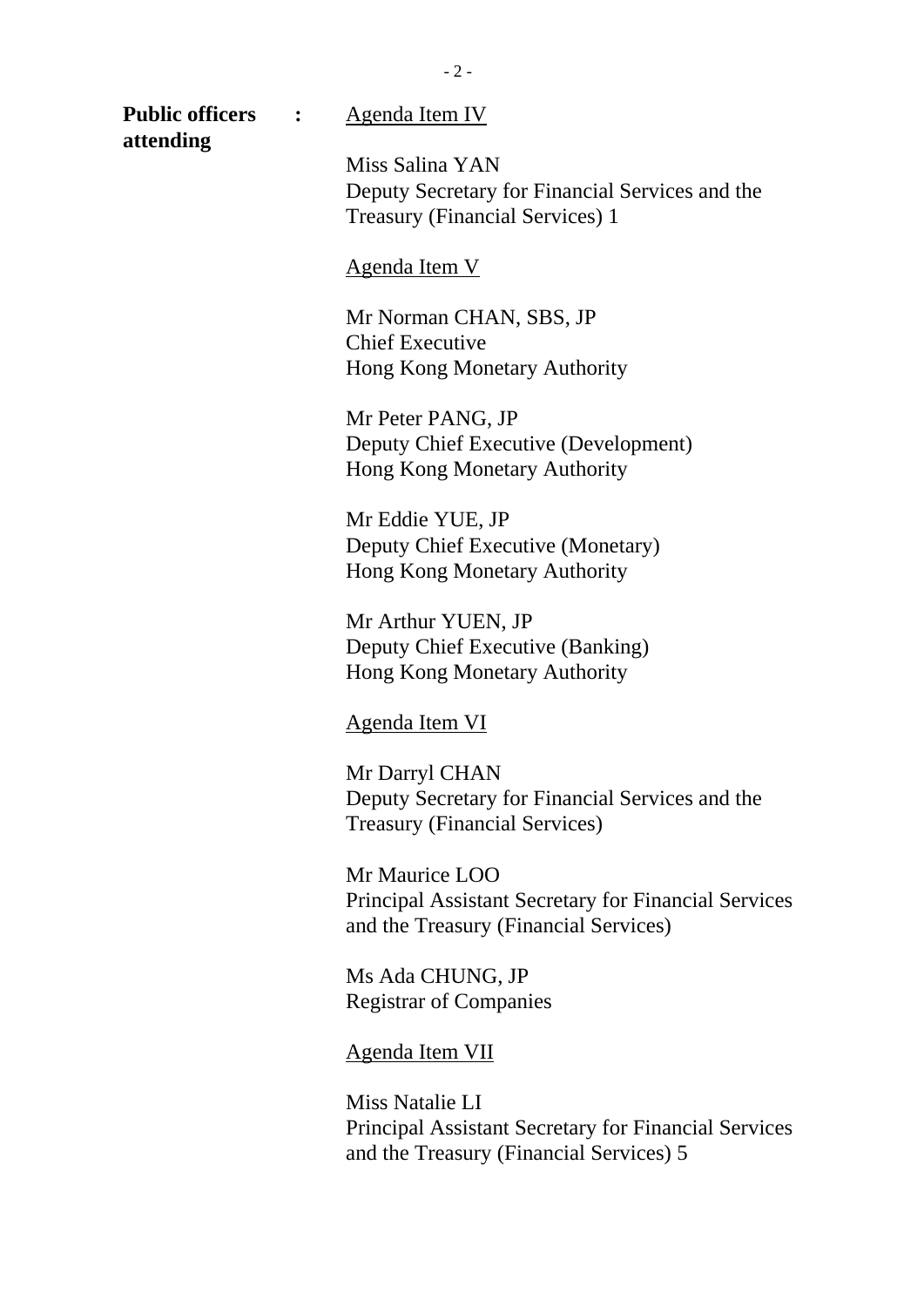**Public officers attending** :

Agenda Item IV

Miss Salina YAN
Deputy Secretary for Financial Services and the Treasury (Financial Services) 1

Agenda Item V

Mr Norman CHAN, SBS, JP
Chief Executive
Hong Kong Monetary Authority

Mr Peter PANG, JP
Deputy Chief Executive (Development)
Hong Kong Monetary Authority

Mr Eddie YUE, JP
Deputy Chief Executive (Monetary)
Hong Kong Monetary Authority

Mr Arthur YUEN, JP
Deputy Chief Executive (Banking)
Hong Kong Monetary Authority

Agenda Item VI

Mr Darryl CHAN
Deputy Secretary for Financial Services and the Treasury (Financial Services)

Mr Maurice LOO
Principal Assistant Secretary for Financial Services and the Treasury (Financial Services)

Ms Ada CHUNG, JP
Registrar of Companies

Agenda Item VII

Miss Natalie LI
Principal Assistant Secretary for Financial Services and the Treasury (Financial Services) 5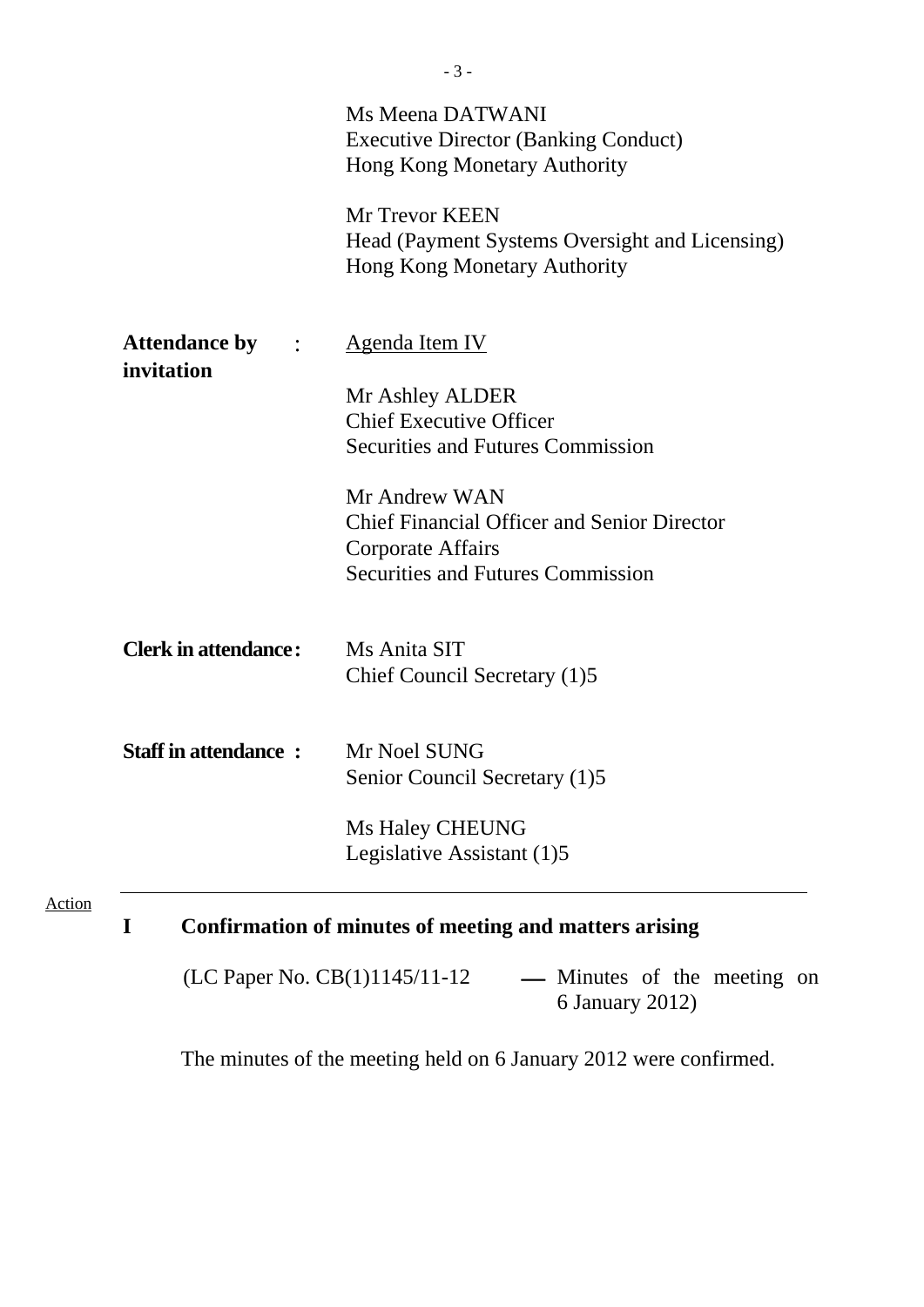Ms Meena DATWANI
Executive Director (Banking Conduct)
Hong Kong Monetary Authority

Mr Trevor KEEN
Head (Payment Systems Oversight and Licensing)
Hong Kong Monetary Authority

**Attendance by invitation** : Agenda Item IV

Mr Ashley ALDER
Chief Executive Officer
Securities and Futures Commission

Mr Andrew WAN
Chief Financial Officer and Senior Director
Corporate Affairs
Securities and Futures Commission

**Clerk in attendance:** Ms Anita SIT
Chief Council Secretary (1)5

**Staff in attendance :** Mr Noel SUNG
Senior Council Secretary (1)5

Ms Haley CHEUNG
Legislative Assistant (1)5

Action

## I Confirmation of minutes of meeting and matters arising

(LC Paper No. CB(1)1145/11-12 — Minutes of the meeting on 6 January 2012)

The minutes of the meeting held on 6 January 2012 were confirmed.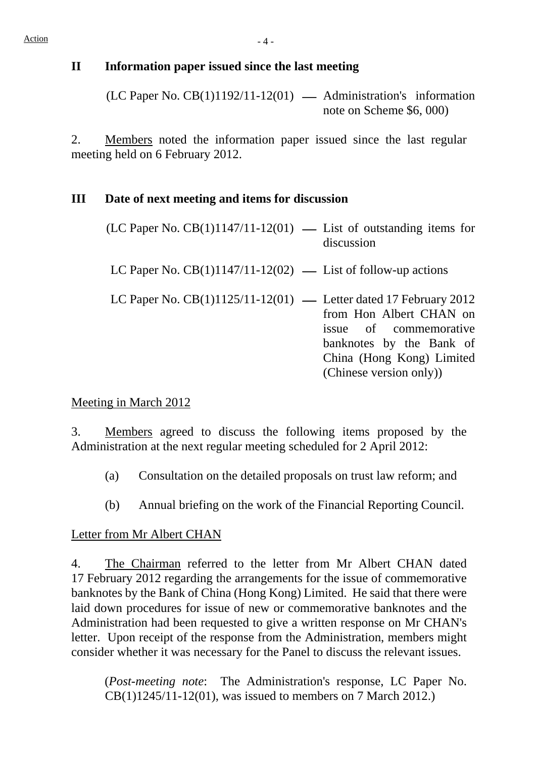Action

## II Information paper issued since the last meeting

(LC Paper No. CB(1)1192/11-12(01) — Administration's information note on Scheme $6, 000)

2. Members noted the information paper issued since the last regular meeting held on 6 February 2012.

## III Date of next meeting and items for discussion

(LC Paper No. CB(1)1147/11-12(01) — List of outstanding items for discussion

LC Paper No. CB(1)1147/11-12(02) — List of follow-up actions

LC Paper No. CB(1)1125/11-12(01) — Letter dated 17 February 2012 from Hon Albert CHAN on issue of commemorative banknotes by the Bank of China (Hong Kong) Limited (Chinese version only))

Meeting in March 2012

3. Members agreed to discuss the following items proposed by the Administration at the next regular meeting scheduled for 2 April 2012:

(a) Consultation on the detailed proposals on trust law reform; and

(b) Annual briefing on the work of the Financial Reporting Council.

Letter from Mr Albert CHAN

4. The Chairman referred to the letter from Mr Albert CHAN dated 17 February 2012 regarding the arrangements for the issue of commemorative banknotes by the Bank of China (Hong Kong) Limited. He said that there were laid down procedures for issue of new or commemorative banknotes and the Administration had been requested to give a written response on Mr CHAN's letter. Upon receipt of the response from the Administration, members might consider whether it was necessary for the Panel to discuss the relevant issues.

(*Post-meeting note*: The Administration's response, LC Paper No. CB(1)1245/11-12(01), was issued to members on 7 March 2012.)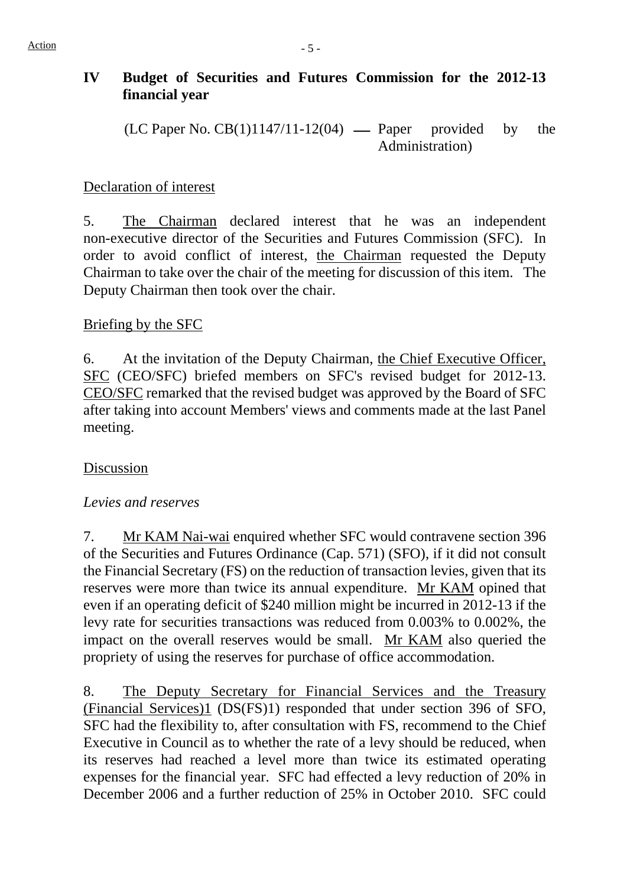## IV Budget of Securities and Futures Commission for the 2012-13 financial year

(LC Paper No. CB(1)1147/11-12(04) — Paper provided by the Administration)

Declaration of interest

5. The Chairman declared interest that he was an independent non-executive director of the Securities and Futures Commission (SFC). In order to avoid conflict of interest, the Chairman requested the Deputy Chairman to take over the chair of the meeting for discussion of this item. The Deputy Chairman then took over the chair.

Briefing by the SFC

6. At the invitation of the Deputy Chairman, the Chief Executive Officer, SFC (CEO/SFC) briefed members on SFC's revised budget for 2012-13. CEO/SFC remarked that the revised budget was approved by the Board of SFC after taking into account Members' views and comments made at the last Panel meeting.

Discussion

*Levies and reserves*

7. Mr KAM Nai-wai enquired whether SFC would contravene section 396 of the Securities and Futures Ordinance (Cap. 571) (SFO), if it did not consult the Financial Secretary (FS) on the reduction of transaction levies, given that its reserves were more than twice its annual expenditure. Mr KAM opined that even if an operating deficit of $240 million might be incurred in 2012-13 if the levy rate for securities transactions was reduced from 0.003% to 0.002%, the impact on the overall reserves would be small. Mr KAM also queried the propriety of using the reserves for purchase of office accommodation.

8. The Deputy Secretary for Financial Services and the Treasury (Financial Services)1 (DS(FS)1) responded that under section 396 of SFO, SFC had the flexibility to, after consultation with FS, recommend to the Chief Executive in Council as to whether the rate of a levy should be reduced, when its reserves had reached a level more than twice its estimated operating expenses for the financial year. SFC had effected a levy reduction of 20% in December 2006 and a further reduction of 25% in October 2010. SFC could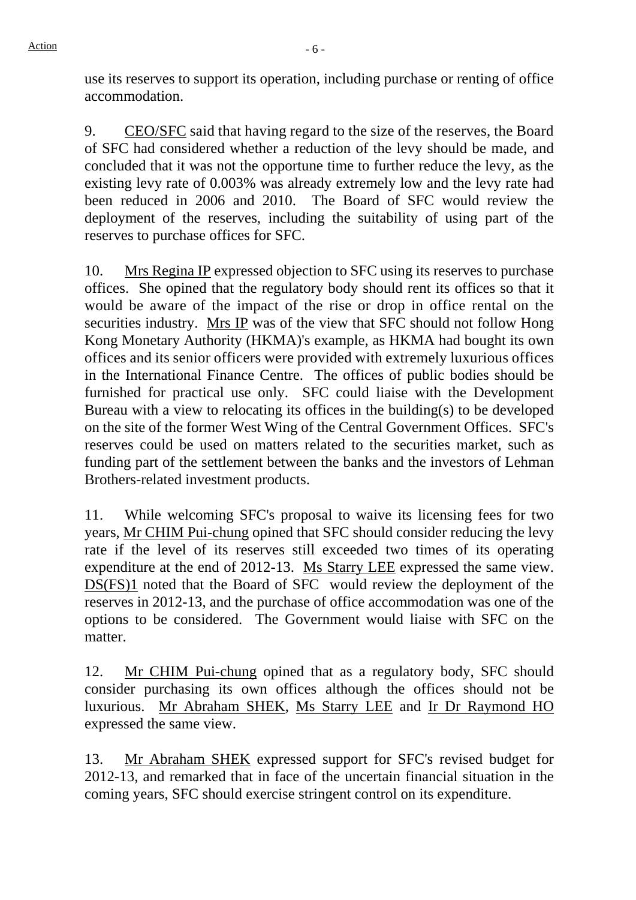use its reserves to support its operation, including purchase or renting of office accommodation.

9. CEO/SFC said that having regard to the size of the reserves, the Board of SFC had considered whether a reduction of the levy should be made, and concluded that it was not the opportune time to further reduce the levy, as the existing levy rate of 0.003% was already extremely low and the levy rate had been reduced in 2006 and 2010. The Board of SFC would review the deployment of the reserves, including the suitability of using part of the reserves to purchase offices for SFC.

10. Mrs Regina IP expressed objection to SFC using its reserves to purchase offices. She opined that the regulatory body should rent its offices so that it would be aware of the impact of the rise or drop in office rental on the securities industry. Mrs IP was of the view that SFC should not follow Hong Kong Monetary Authority (HKMA)'s example, as HKMA had bought its own offices and its senior officers were provided with extremely luxurious offices in the International Finance Centre. The offices of public bodies should be furnished for practical use only. SFC could liaise with the Development Bureau with a view to relocating its offices in the building(s) to be developed on the site of the former West Wing of the Central Government Offices. SFC's reserves could be used on matters related to the securities market, such as funding part of the settlement between the banks and the investors of Lehman Brothers-related investment products.

11. While welcoming SFC's proposal to waive its licensing fees for two years, Mr CHIM Pui-chung opined that SFC should consider reducing the levy rate if the level of its reserves still exceeded two times of its operating expenditure at the end of 2012-13. Ms Starry LEE expressed the same view. DS(FS)1 noted that the Board of SFC would review the deployment of the reserves in 2012-13, and the purchase of office accommodation was one of the options to be considered. The Government would liaise with SFC on the matter.

12. Mr CHIM Pui-chung opined that as a regulatory body, SFC should consider purchasing its own offices although the offices should not be luxurious. Mr Abraham SHEK, Ms Starry LEE and Ir Dr Raymond HO expressed the same view.

13. Mr Abraham SHEK expressed support for SFC's revised budget for 2012-13, and remarked that in face of the uncertain financial situation in the coming years, SFC should exercise stringent control on its expenditure.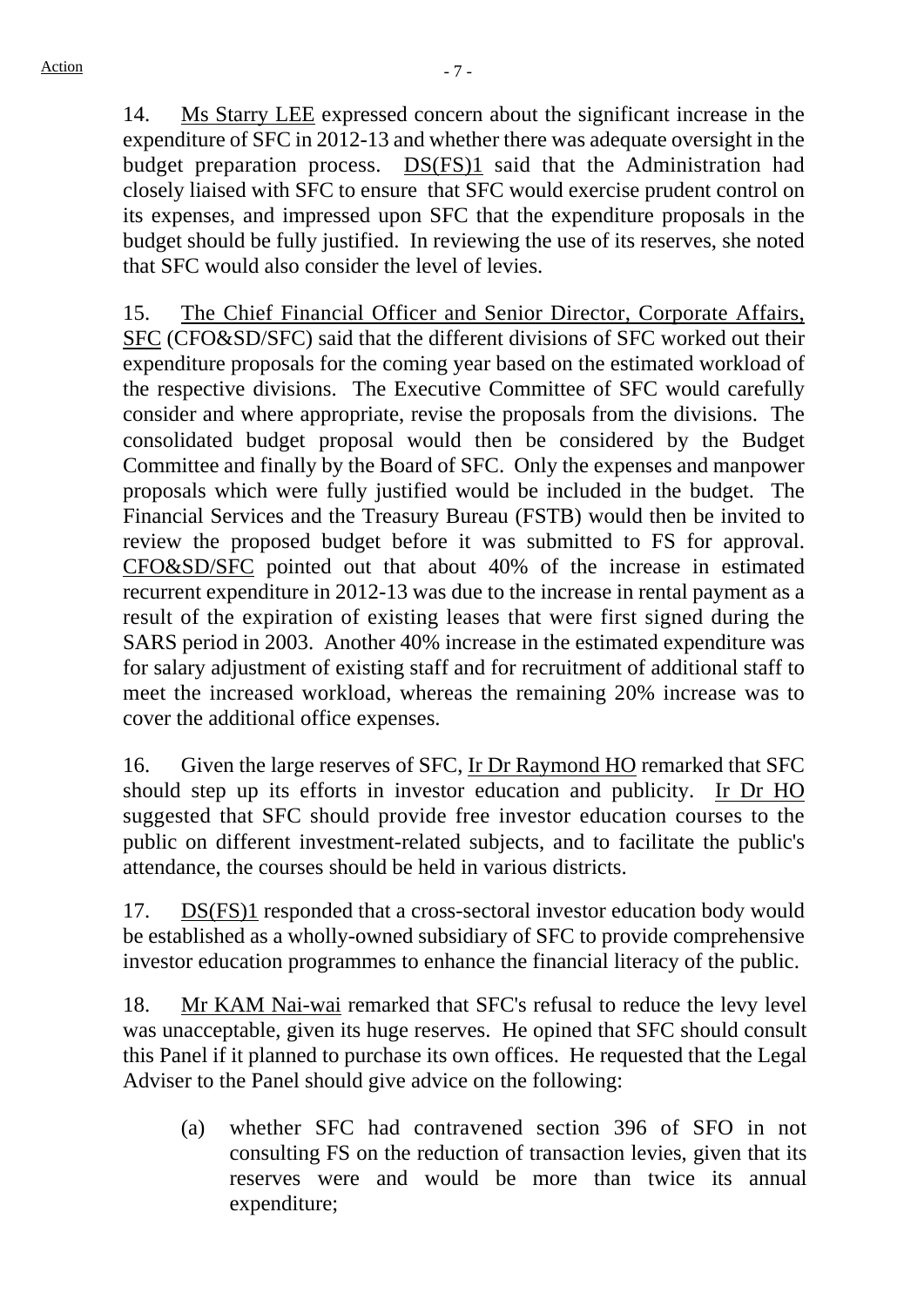14. Ms Starry LEE expressed concern about the significant increase in the expenditure of SFC in 2012-13 and whether there was adequate oversight in the budget preparation process. DS(FS)1 said that the Administration had closely liaised with SFC to ensure that SFC would exercise prudent control on its expenses, and impressed upon SFC that the expenditure proposals in the budget should be fully justified. In reviewing the use of its reserves, she noted that SFC would also consider the level of levies.

15. The Chief Financial Officer and Senior Director, Corporate Affairs, SFC (CFO&SD/SFC) said that the different divisions of SFC worked out their expenditure proposals for the coming year based on the estimated workload of the respective divisions. The Executive Committee of SFC would carefully consider and where appropriate, revise the proposals from the divisions. The consolidated budget proposal would then be considered by the Budget Committee and finally by the Board of SFC. Only the expenses and manpower proposals which were fully justified would be included in the budget. The Financial Services and the Treasury Bureau (FSTB) would then be invited to review the proposed budget before it was submitted to FS for approval. CFO&SD/SFC pointed out that about 40% of the increase in estimated recurrent expenditure in 2012-13 was due to the increase in rental payment as a result of the expiration of existing leases that were first signed during the SARS period in 2003. Another 40% increase in the estimated expenditure was for salary adjustment of existing staff and for recruitment of additional staff to meet the increased workload, whereas the remaining 20% increase was to cover the additional office expenses.

16. Given the large reserves of SFC, Ir Dr Raymond HO remarked that SFC should step up its efforts in investor education and publicity. Ir Dr HO suggested that SFC should provide free investor education courses to the public on different investment-related subjects, and to facilitate the public's attendance, the courses should be held in various districts.

17. DS(FS)1 responded that a cross-sectoral investor education body would be established as a wholly-owned subsidiary of SFC to provide comprehensive investor education programmes to enhance the financial literacy of the public.

18. Mr KAM Nai-wai remarked that SFC's refusal to reduce the levy level was unacceptable, given its huge reserves. He opined that SFC should consult this Panel if it planned to purchase its own offices. He requested that the Legal Adviser to the Panel should give advice on the following:

(a) whether SFC had contravened section 396 of SFO in not consulting FS on the reduction of transaction levies, given that its reserves were and would be more than twice its annual expenditure;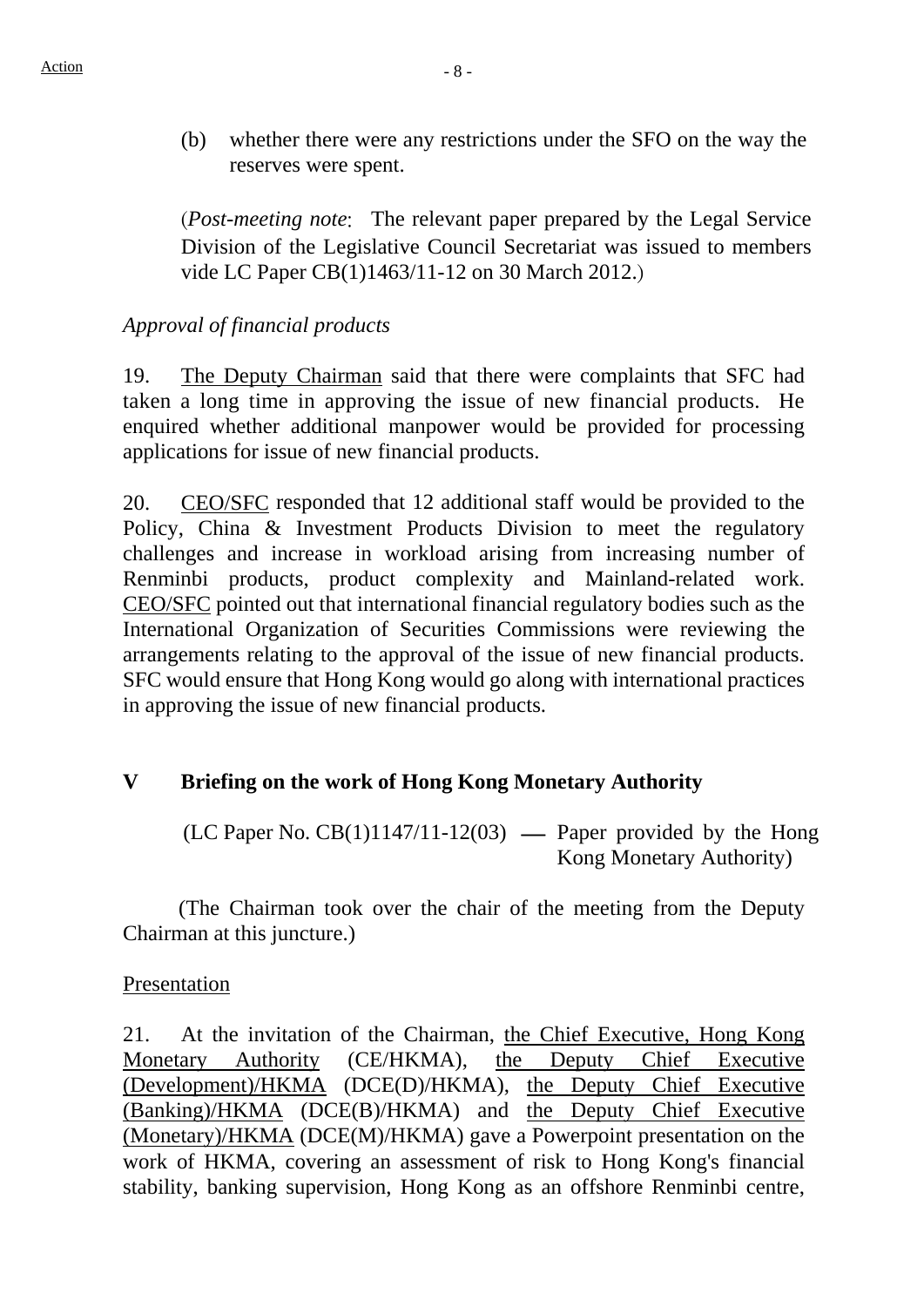(b) whether there were any restrictions under the SFO on the way the reserves were spent.

(*Post-meeting note*: The relevant paper prepared by the Legal Service Division of the Legislative Council Secretariat was issued to members vide LC Paper CB(1)1463/11-12 on 30 March 2012.)

*Approval of financial products*

19. The Deputy Chairman said that there were complaints that SFC had taken a long time in approving the issue of new financial products. He enquired whether additional manpower would be provided for processing applications for issue of new financial products.

20. CEO/SFC responded that 12 additional staff would be provided to the Policy, China & Investment Products Division to meet the regulatory challenges and increase in workload arising from increasing number of Renminbi products, product complexity and Mainland-related work. CEO/SFC pointed out that international financial regulatory bodies such as the International Organization of Securities Commissions were reviewing the arrangements relating to the approval of the issue of new financial products. SFC would ensure that Hong Kong would go along with international practices in approving the issue of new financial products.

## V Briefing on the work of Hong Kong Monetary Authority

(LC Paper No. CB(1)1147/11-12(03) — Paper provided by the Hong Kong Monetary Authority)

(The Chairman took over the chair of the meeting from the Deputy Chairman at this juncture.)

Presentation

21. At the invitation of the Chairman, the Chief Executive, Hong Kong Monetary Authority (CE/HKMA), the Deputy Chief Executive (Development)/HKMA (DCE(D)/HKMA), the Deputy Chief Executive (Banking)/HKMA (DCE(B)/HKMA) and the Deputy Chief Executive (Monetary)/HKMA (DCE(M)/HKMA) gave a Powerpoint presentation on the work of HKMA, covering an assessment of risk to Hong Kong's financial stability, banking supervision, Hong Kong as an offshore Renminbi centre,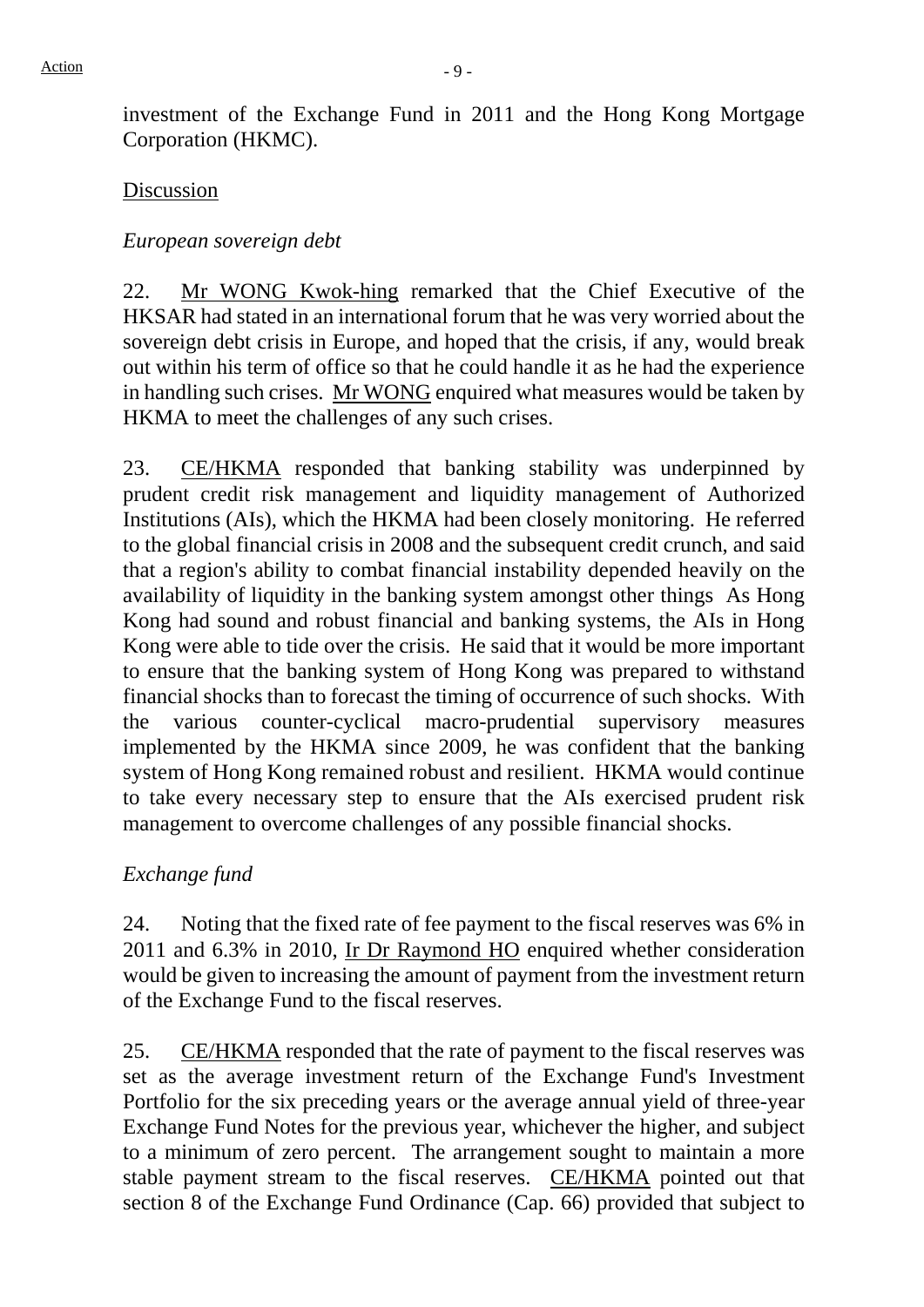investment of the Exchange Fund in 2011 and the Hong Kong Mortgage Corporation (HKMC).

Discussion

*European sovereign debt*

22. Mr WONG Kwok-hing remarked that the Chief Executive of the HKSAR had stated in an international forum that he was very worried about the sovereign debt crisis in Europe, and hoped that the crisis, if any, would break out within his term of office so that he could handle it as he had the experience in handling such crises. Mr WONG enquired what measures would be taken by HKMA to meet the challenges of any such crises.

23. CE/HKMA responded that banking stability was underpinned by prudent credit risk management and liquidity management of Authorized Institutions (AIs), which the HKMA had been closely monitoring. He referred to the global financial crisis in 2008 and the subsequent credit crunch, and said that a region's ability to combat financial instability depended heavily on the availability of liquidity in the banking system amongst other things As Hong Kong had sound and robust financial and banking systems, the AIs in Hong Kong were able to tide over the crisis. He said that it would be more important to ensure that the banking system of Hong Kong was prepared to withstand financial shocks than to forecast the timing of occurrence of such shocks. With the various counter-cyclical macro-prudential supervisory measures implemented by the HKMA since 2009, he was confident that the banking system of Hong Kong remained robust and resilient. HKMA would continue to take every necessary step to ensure that the AIs exercised prudent risk management to overcome challenges of any possible financial shocks.

*Exchange fund*

24. Noting that the fixed rate of fee payment to the fiscal reserves was 6% in 2011 and 6.3% in 2010, Ir Dr Raymond HO enquired whether consideration would be given to increasing the amount of payment from the investment return of the Exchange Fund to the fiscal reserves.

25. CE/HKMA responded that the rate of payment to the fiscal reserves was set as the average investment return of the Exchange Fund's Investment Portfolio for the six preceding years or the average annual yield of three-year Exchange Fund Notes for the previous year, whichever the higher, and subject to a minimum of zero percent. The arrangement sought to maintain a more stable payment stream to the fiscal reserves. CE/HKMA pointed out that section 8 of the Exchange Fund Ordinance (Cap. 66) provided that subject to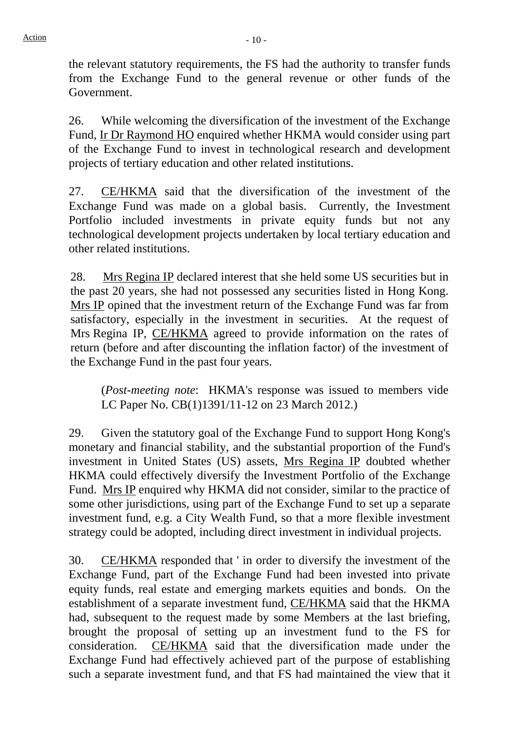the relevant statutory requirements, the FS had the authority to transfer funds from the Exchange Fund to the general revenue or other funds of the Government.

26. While welcoming the diversification of the investment of the Exchange Fund, Ir Dr Raymond HO enquired whether HKMA would consider using part of the Exchange Fund to invest in technological research and development projects of tertiary education and other related institutions.

27. CE/HKMA said that the diversification of the investment of the Exchange Fund was made on a global basis. Currently, the Investment Portfolio included investments in private equity funds but not any technological development projects undertaken by local tertiary education and other related institutions.

28. Mrs Regina IP declared interest that she held some US securities but in the past 20 years, she had not possessed any securities listed in Hong Kong. Mrs IP opined that the investment return of the Exchange Fund was far from satisfactory, especially in the investment in securities. At the request of Mrs Regina IP, CE/HKMA agreed to provide information on the rates of return (before and after discounting the inflation factor) of the investment of the Exchange Fund in the past four years.

(*Post-meeting note*: HKMA's response was issued to members vide LC Paper No. CB(1)1391/11-12 on 23 March 2012.)

29. Given the statutory goal of the Exchange Fund to support Hong Kong's monetary and financial stability, and the substantial proportion of the Fund's investment in United States (US) assets, Mrs Regina IP doubted whether HKMA could effectively diversify the Investment Portfolio of the Exchange Fund. Mrs IP enquired why HKMA did not consider, similar to the practice of some other jurisdictions, using part of the Exchange Fund to set up a separate investment fund, e.g. a City Wealth Fund, so that a more flexible investment strategy could be adopted, including direct investment in individual projects.

30. CE/HKMA responded that ' in order to diversify the investment of the Exchange Fund, part of the Exchange Fund had been invested into private equity funds, real estate and emerging markets equities and bonds. On the establishment of a separate investment fund, CE/HKMA said that the HKMA had, subsequent to the request made by some Members at the last briefing, brought the proposal of setting up an investment fund to the FS for consideration. CE/HKMA said that the diversification made under the Exchange Fund had effectively achieved part of the purpose of establishing such a separate investment fund, and that FS had maintained the view that it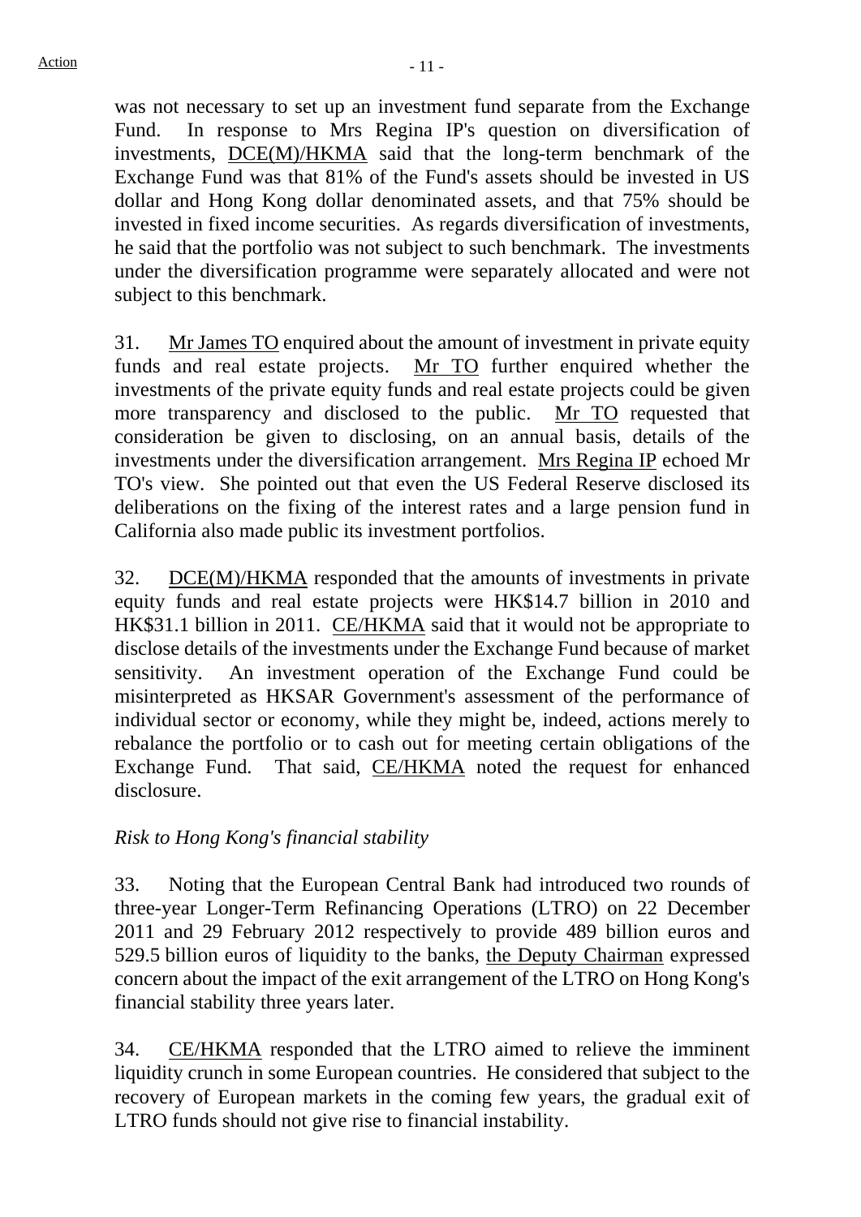was not necessary to set up an investment fund separate from the Exchange Fund. In response to Mrs Regina IP's question on diversification of investments, DCE(M)/HKMA said that the long-term benchmark of the Exchange Fund was that 81% of the Fund's assets should be invested in US dollar and Hong Kong dollar denominated assets, and that 75% should be invested in fixed income securities. As regards diversification of investments, he said that the portfolio was not subject to such benchmark. The investments under the diversification programme were separately allocated and were not subject to this benchmark.

31. Mr James TO enquired about the amount of investment in private equity funds and real estate projects. Mr TO further enquired whether the investments of the private equity funds and real estate projects could be given more transparency and disclosed to the public. Mr TO requested that consideration be given to disclosing, on an annual basis, details of the investments under the diversification arrangement. Mrs Regina IP echoed Mr TO's view. She pointed out that even the US Federal Reserve disclosed its deliberations on the fixing of the interest rates and a large pension fund in California also made public its investment portfolios.

32. DCE(M)/HKMA responded that the amounts of investments in private equity funds and real estate projects were HK$14.7 billion in 2010 and HK$31.1 billion in 2011. CE/HKMA said that it would not be appropriate to disclose details of the investments under the Exchange Fund because of market sensitivity. An investment operation of the Exchange Fund could be misinterpreted as HKSAR Government's assessment of the performance of individual sector or economy, while they might be, indeed, actions merely to rebalance the portfolio or to cash out for meeting certain obligations of the Exchange Fund. That said, CE/HKMA noted the request for enhanced disclosure.

*Risk to Hong Kong's financial stability*

33. Noting that the European Central Bank had introduced two rounds of three-year Longer-Term Refinancing Operations (LTRO) on 22 December 2011 and 29 February 2012 respectively to provide 489 billion euros and 529.5 billion euros of liquidity to the banks, the Deputy Chairman expressed concern about the impact of the exit arrangement of the LTRO on Hong Kong's financial stability three years later.

34. CE/HKMA responded that the LTRO aimed to relieve the imminent liquidity crunch in some European countries. He considered that subject to the recovery of European markets in the coming few years, the gradual exit of LTRO funds should not give rise to financial instability.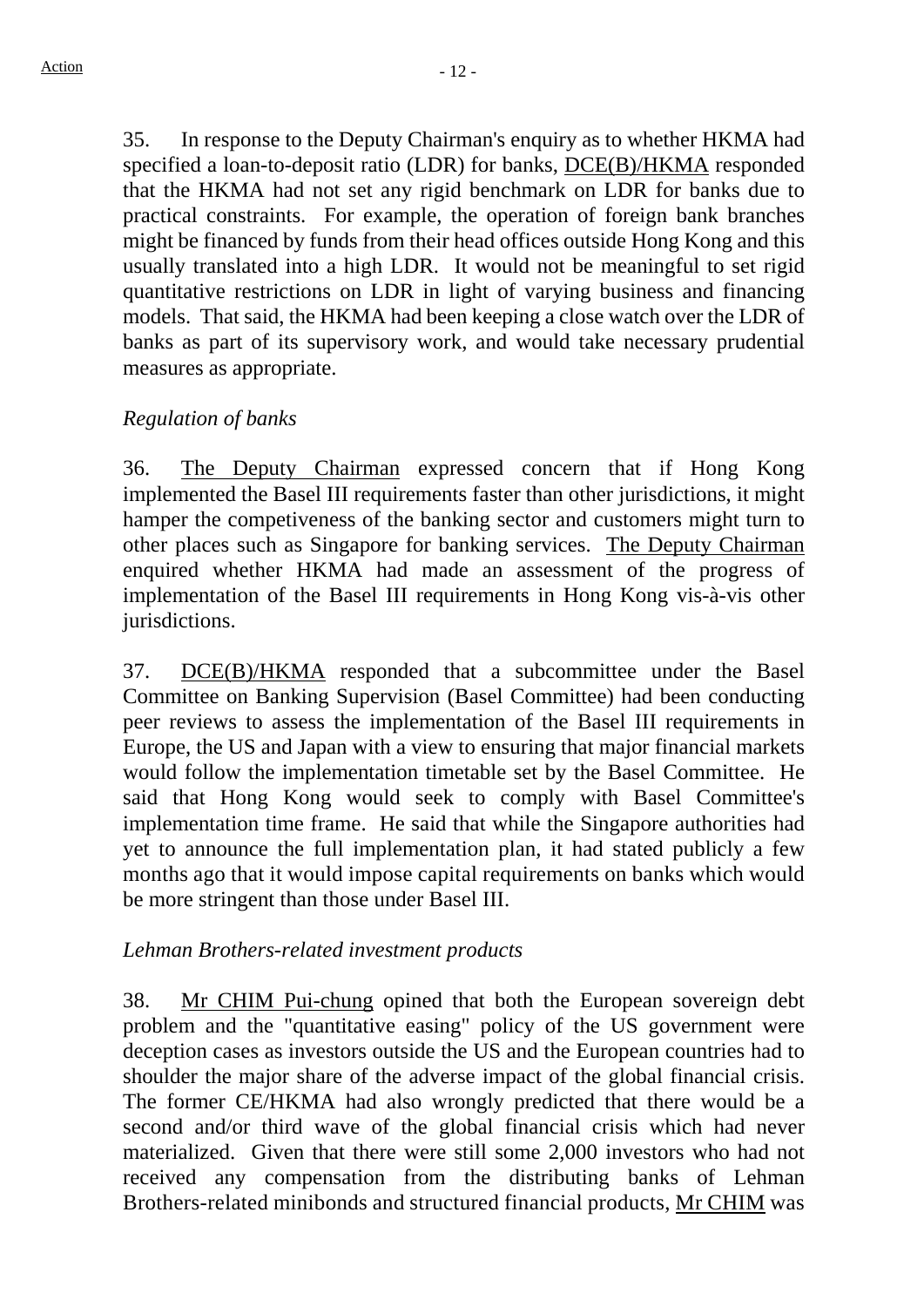35. In response to the Deputy Chairman's enquiry as to whether HKMA had specified a loan-to-deposit ratio (LDR) for banks, DCE(B)/HKMA responded that the HKMA had not set any rigid benchmark on LDR for banks due to practical constraints. For example, the operation of foreign bank branches might be financed by funds from their head offices outside Hong Kong and this usually translated into a high LDR. It would not be meaningful to set rigid quantitative restrictions on LDR in light of varying business and financing models. That said, the HKMA had been keeping a close watch over the LDR of banks as part of its supervisory work, and would take necessary prudential measures as appropriate.

*Regulation of banks*

36. The Deputy Chairman expressed concern that if Hong Kong implemented the Basel III requirements faster than other jurisdictions, it might hamper the competiveness of the banking sector and customers might turn to other places such as Singapore for banking services. The Deputy Chairman enquired whether HKMA had made an assessment of the progress of implementation of the Basel III requirements in Hong Kong vis-à-vis other jurisdictions.

37. DCE(B)/HKMA responded that a subcommittee under the Basel Committee on Banking Supervision (Basel Committee) had been conducting peer reviews to assess the implementation of the Basel III requirements in Europe, the US and Japan with a view to ensuring that major financial markets would follow the implementation timetable set by the Basel Committee. He said that Hong Kong would seek to comply with Basel Committee's implementation time frame. He said that while the Singapore authorities had yet to announce the full implementation plan, it had stated publicly a few months ago that it would impose capital requirements on banks which would be more stringent than those under Basel III.

*Lehman Brothers-related investment products*

38. Mr CHIM Pui-chung opined that both the European sovereign debt problem and the "quantitative easing" policy of the US government were deception cases as investors outside the US and the European countries had to shoulder the major share of the adverse impact of the global financial crisis. The former CE/HKMA had also wrongly predicted that there would be a second and/or third wave of the global financial crisis which had never materialized. Given that there were still some 2,000 investors who had not received any compensation from the distributing banks of Lehman Brothers-related minibonds and structured financial products, Mr CHIM was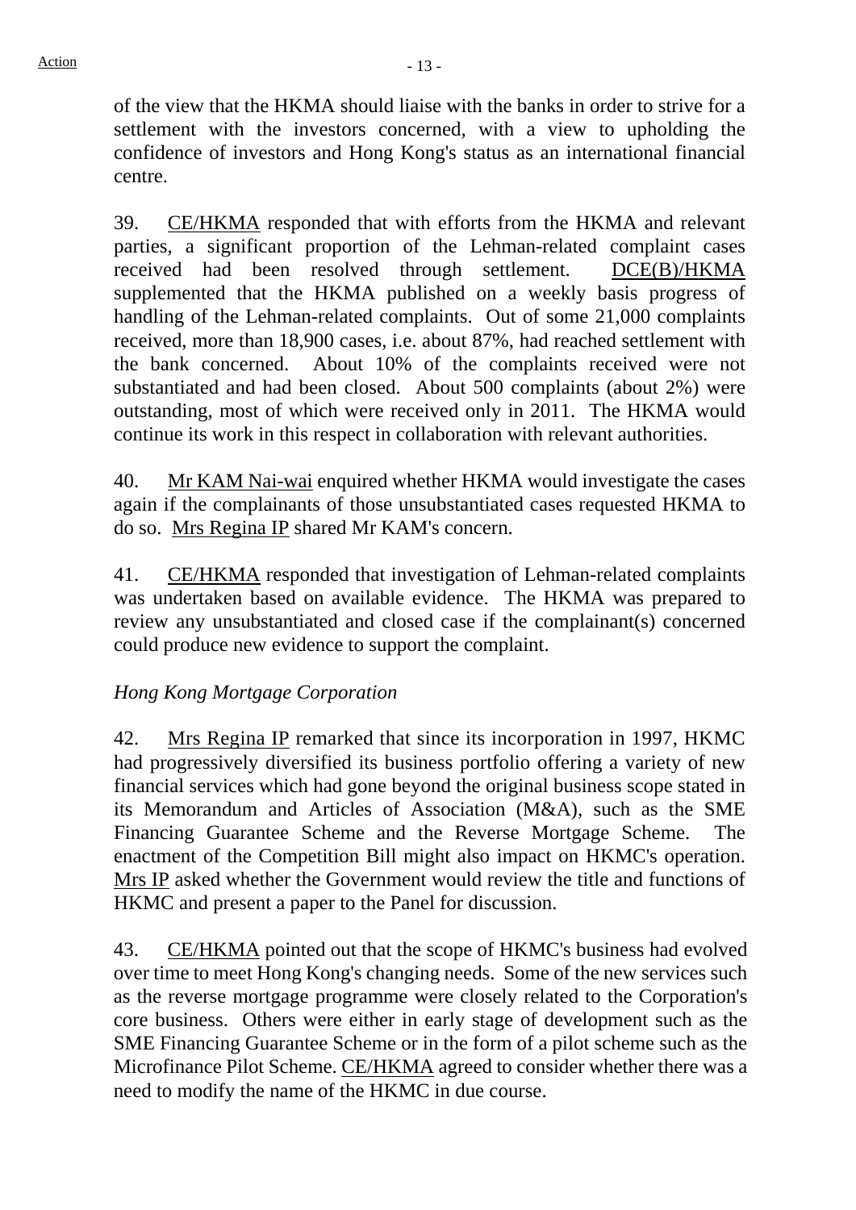of the view that the HKMA should liaise with the banks in order to strive for a settlement with the investors concerned, with a view to upholding the confidence of investors and Hong Kong's status as an international financial centre.

39. CE/HKMA responded that with efforts from the HKMA and relevant parties, a significant proportion of the Lehman-related complaint cases received had been resolved through settlement. DCE(B)/HKMA supplemented that the HKMA published on a weekly basis progress of handling of the Lehman-related complaints. Out of some 21,000 complaints received, more than 18,900 cases, i.e. about 87%, had reached settlement with the bank concerned. About 10% of the complaints received were not substantiated and had been closed. About 500 complaints (about 2%) were outstanding, most of which were received only in 2011. The HKMA would continue its work in this respect in collaboration with relevant authorities.

40. Mr KAM Nai-wai enquired whether HKMA would investigate the cases again if the complainants of those unsubstantiated cases requested HKMA to do so. Mrs Regina IP shared Mr KAM's concern.

41. CE/HKMA responded that investigation of Lehman-related complaints was undertaken based on available evidence. The HKMA was prepared to review any unsubstantiated and closed case if the complainant(s) concerned could produce new evidence to support the complaint.

*Hong Kong Mortgage Corporation*

42. Mrs Regina IP remarked that since its incorporation in 1997, HKMC had progressively diversified its business portfolio offering a variety of new financial services which had gone beyond the original business scope stated in its Memorandum and Articles of Association (M&A), such as the SME Financing Guarantee Scheme and the Reverse Mortgage Scheme. The enactment of the Competition Bill might also impact on HKMC's operation. Mrs IP asked whether the Government would review the title and functions of HKMC and present a paper to the Panel for discussion.

43. CE/HKMA pointed out that the scope of HKMC's business had evolved over time to meet Hong Kong's changing needs. Some of the new services such as the reverse mortgage programme were closely related to the Corporation's core business. Others were either in early stage of development such as the SME Financing Guarantee Scheme or in the form of a pilot scheme such as the Microfinance Pilot Scheme. CE/HKMA agreed to consider whether there was a need to modify the name of the HKMC in due course.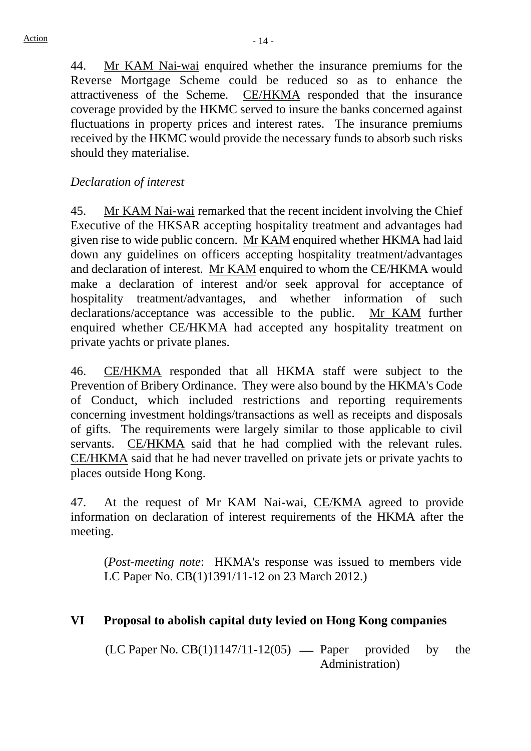44. Mr KAM Nai-wai enquired whether the insurance premiums for the Reverse Mortgage Scheme could be reduced so as to enhance the attractiveness of the Scheme. CE/HKMA responded that the insurance coverage provided by the HKMC served to insure the banks concerned against fluctuations in property prices and interest rates. The insurance premiums received by the HKMC would provide the necessary funds to absorb such risks should they materialise.

*Declaration of interest*

45. Mr KAM Nai-wai remarked that the recent incident involving the Chief Executive of the HKSAR accepting hospitality treatment and advantages had given rise to wide public concern. Mr KAM enquired whether HKMA had laid down any guidelines on officers accepting hospitality treatment/advantages and declaration of interest. Mr KAM enquired to whom the CE/HKMA would make a declaration of interest and/or seek approval for acceptance of hospitality treatment/advantages, and whether information of such declarations/acceptance was accessible to the public. Mr KAM further enquired whether CE/HKMA had accepted any hospitality treatment on private yachts or private planes.

46. CE/HKMA responded that all HKMA staff were subject to the Prevention of Bribery Ordinance. They were also bound by the HKMA's Code of Conduct, which included restrictions and reporting requirements concerning investment holdings/transactions as well as receipts and disposals of gifts. The requirements were largely similar to those applicable to civil servants. CE/HKMA said that he had complied with the relevant rules. CE/HKMA said that he had never travelled on private jets or private yachts to places outside Hong Kong.

47. At the request of Mr KAM Nai-wai, CE/KMA agreed to provide information on declaration of interest requirements of the HKMA after the meeting.

(*Post-meeting note*: HKMA's response was issued to members vide LC Paper No. CB(1)1391/11-12 on 23 March 2012.)

## VI Proposal to abolish capital duty levied on Hong Kong companies

(LC Paper No. CB(1)1147/11-12(05) — Paper provided by the Administration)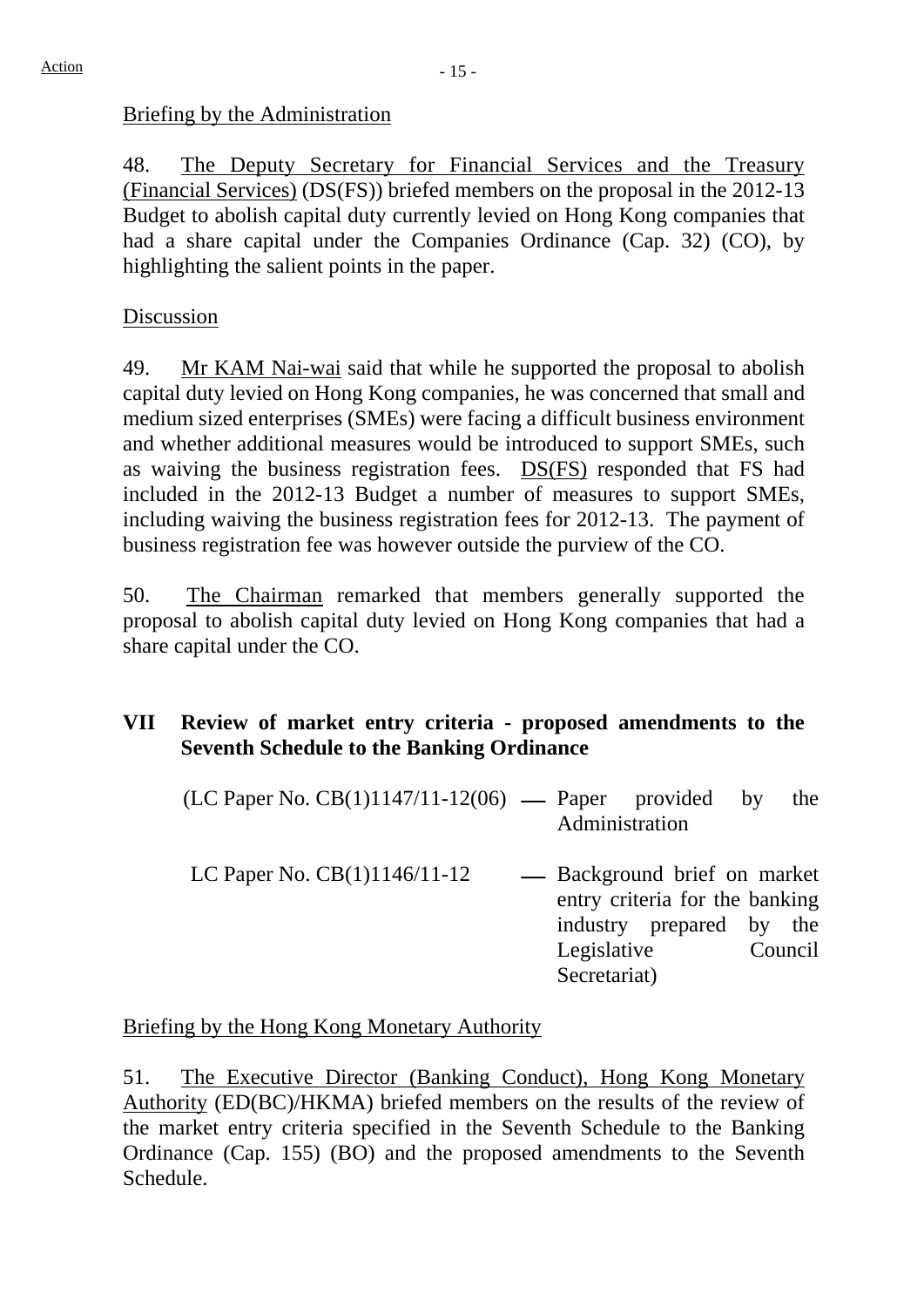Briefing by the Administration

48. The Deputy Secretary for Financial Services and the Treasury (Financial Services) (DS(FS)) briefed members on the proposal in the 2012-13 Budget to abolish capital duty currently levied on Hong Kong companies that had a share capital under the Companies Ordinance (Cap. 32) (CO), by highlighting the salient points in the paper.

Discussion

49. Mr KAM Nai-wai said that while he supported the proposal to abolish capital duty levied on Hong Kong companies, he was concerned that small and medium sized enterprises (SMEs) were facing a difficult business environment and whether additional measures would be introduced to support SMEs, such as waiving the business registration fees. DS(FS) responded that FS had included in the 2012-13 Budget a number of measures to support SMEs, including waiving the business registration fees for 2012-13. The payment of business registration fee was however outside the purview of the CO.

50. The Chairman remarked that members generally supported the proposal to abolish capital duty levied on Hong Kong companies that had a share capital under the CO.

## VII Review of market entry criteria - proposed amendments to the Seventh Schedule to the Banking Ordinance

(LC Paper No. CB(1)1147/11-12(06) — Paper provided by the Administration

LC Paper No. CB(1)1146/11-12 — Background brief on market entry criteria for the banking industry prepared by the Legislative Council Secretariat)

Briefing by the Hong Kong Monetary Authority

51. The Executive Director (Banking Conduct), Hong Kong Monetary Authority (ED(BC)/HKMA) briefed members on the results of the review of the market entry criteria specified in the Seventh Schedule to the Banking Ordinance (Cap. 155) (BO) and the proposed amendments to the Seventh Schedule.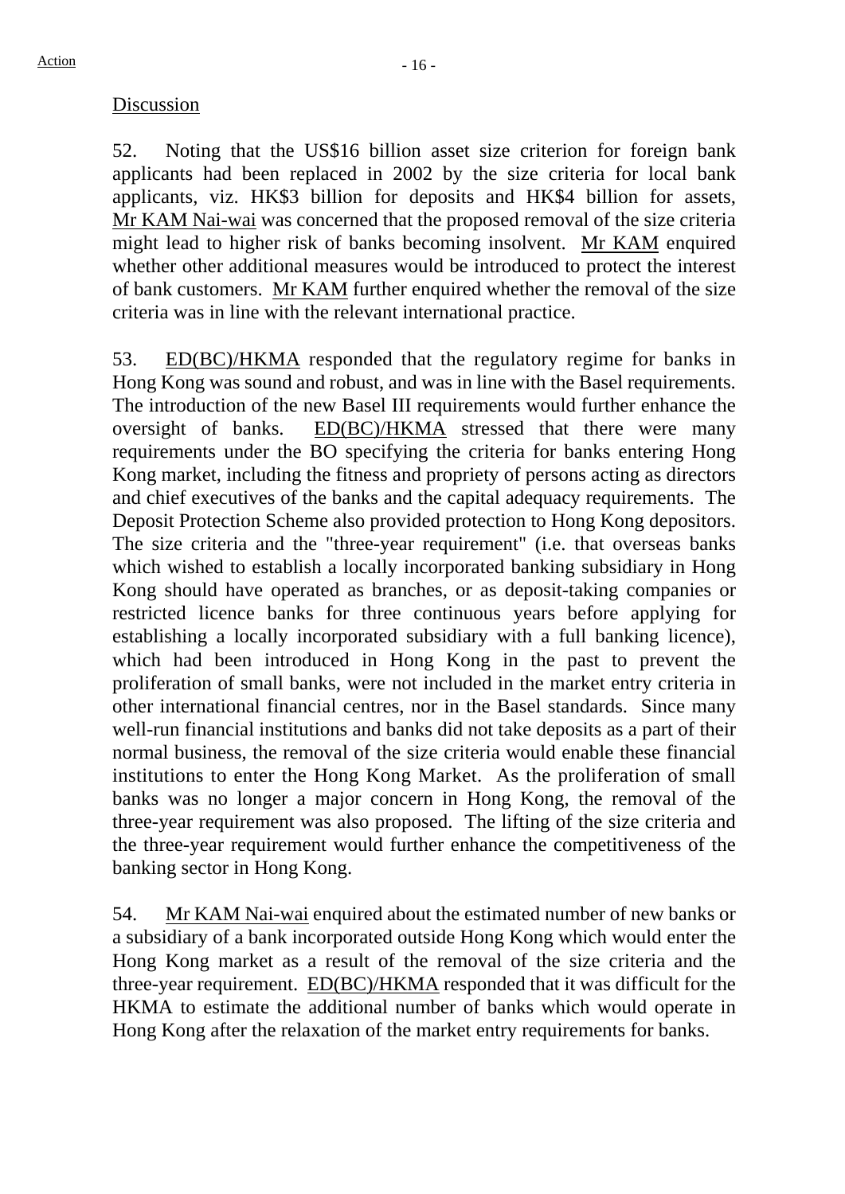Action

Discussion

52. Noting that the US$16 billion asset size criterion for foreign bank applicants had been replaced in 2002 by the size criteria for local bank applicants, viz. HK$3 billion for deposits and HK$4 billion for assets, Mr KAM Nai-wai was concerned that the proposed removal of the size criteria might lead to higher risk of banks becoming insolvent. Mr KAM enquired whether other additional measures would be introduced to protect the interest of bank customers. Mr KAM further enquired whether the removal of the size criteria was in line with the relevant international practice.

53. ED(BC)/HKMA responded that the regulatory regime for banks in Hong Kong was sound and robust, and was in line with the Basel requirements. The introduction of the new Basel III requirements would further enhance the oversight of banks. ED(BC)/HKMA stressed that there were many requirements under the BO specifying the criteria for banks entering Hong Kong market, including the fitness and propriety of persons acting as directors and chief executives of the banks and the capital adequacy requirements. The Deposit Protection Scheme also provided protection to Hong Kong depositors. The size criteria and the "three-year requirement" (i.e. that overseas banks which wished to establish a locally incorporated banking subsidiary in Hong Kong should have operated as branches, or as deposit-taking companies or restricted licence banks for three continuous years before applying for establishing a locally incorporated subsidiary with a full banking licence), which had been introduced in Hong Kong in the past to prevent the proliferation of small banks, were not included in the market entry criteria in other international financial centres, nor in the Basel standards. Since many well-run financial institutions and banks did not take deposits as a part of their normal business, the removal of the size criteria would enable these financial institutions to enter the Hong Kong Market. As the proliferation of small banks was no longer a major concern in Hong Kong, the removal of the three-year requirement was also proposed. The lifting of the size criteria and the three-year requirement would further enhance the competitiveness of the banking sector in Hong Kong.

54. Mr KAM Nai-wai enquired about the estimated number of new banks or a subsidiary of a bank incorporated outside Hong Kong which would enter the Hong Kong market as a result of the removal of the size criteria and the three-year requirement. ED(BC)/HKMA responded that it was difficult for the HKMA to estimate the additional number of banks which would operate in Hong Kong after the relaxation of the market entry requirements for banks.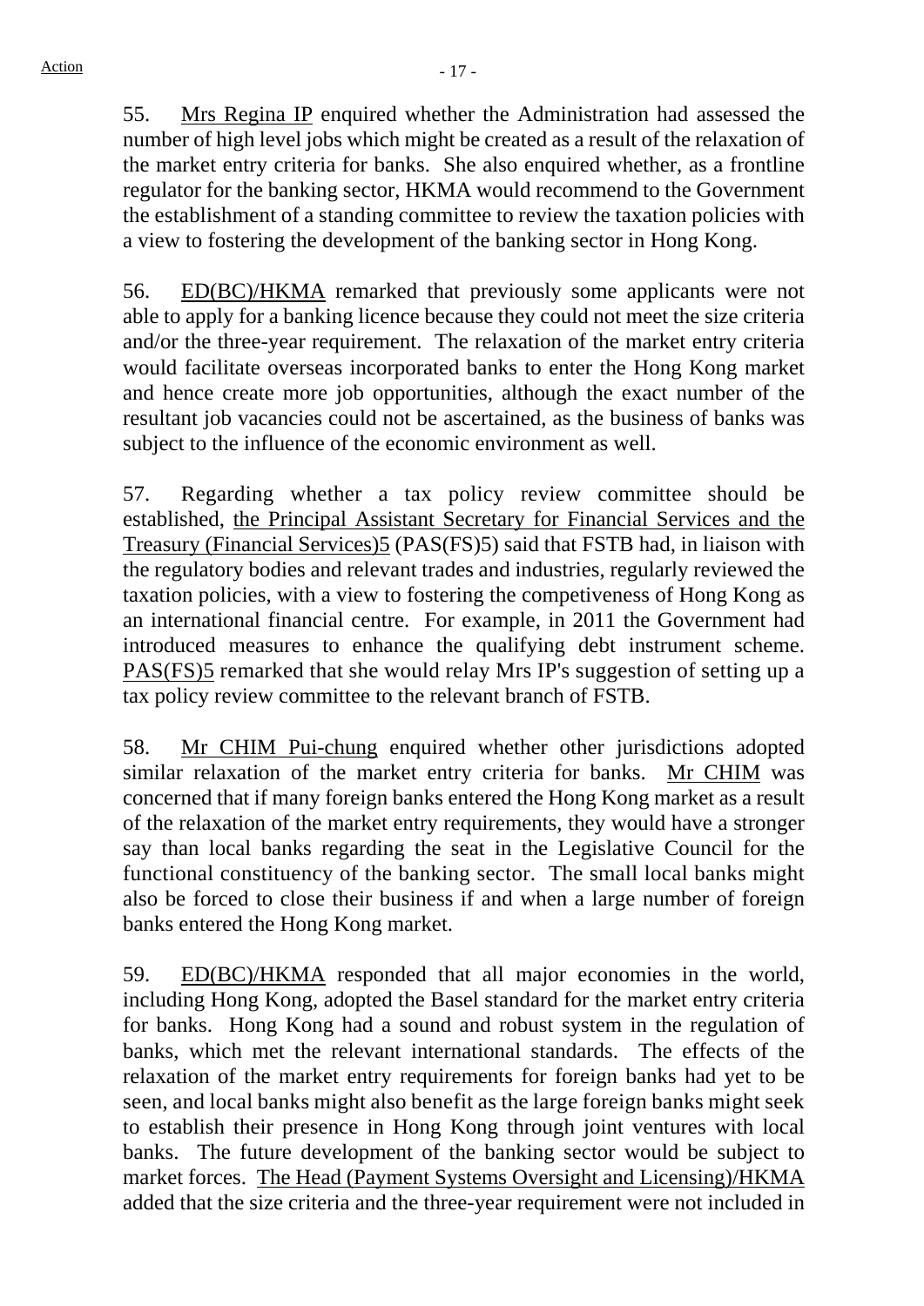55. Mrs Regina IP enquired whether the Administration had assessed the number of high level jobs which might be created as a result of the relaxation of the market entry criteria for banks. She also enquired whether, as a frontline regulator for the banking sector, HKMA would recommend to the Government the establishment of a standing committee to review the taxation policies with a view to fostering the development of the banking sector in Hong Kong.

56. ED(BC)/HKMA remarked that previously some applicants were not able to apply for a banking licence because they could not meet the size criteria and/or the three-year requirement. The relaxation of the market entry criteria would facilitate overseas incorporated banks to enter the Hong Kong market and hence create more job opportunities, although the exact number of the resultant job vacancies could not be ascertained, as the business of banks was subject to the influence of the economic environment as well.

57. Regarding whether a tax policy review committee should be established, the Principal Assistant Secretary for Financial Services and the Treasury (Financial Services)5 (PAS(FS)5) said that FSTB had, in liaison with the regulatory bodies and relevant trades and industries, regularly reviewed the taxation policies, with a view to fostering the competiveness of Hong Kong as an international financial centre. For example, in 2011 the Government had introduced measures to enhance the qualifying debt instrument scheme. PAS(FS)5 remarked that she would relay Mrs IP's suggestion of setting up a tax policy review committee to the relevant branch of FSTB.

58. Mr CHIM Pui-chung enquired whether other jurisdictions adopted similar relaxation of the market entry criteria for banks. Mr CHIM was concerned that if many foreign banks entered the Hong Kong market as a result of the relaxation of the market entry requirements, they would have a stronger say than local banks regarding the seat in the Legislative Council for the functional constituency of the banking sector. The small local banks might also be forced to close their business if and when a large number of foreign banks entered the Hong Kong market.

59. ED(BC)/HKMA responded that all major economies in the world, including Hong Kong, adopted the Basel standard for the market entry criteria for banks. Hong Kong had a sound and robust system in the regulation of banks, which met the relevant international standards. The effects of the relaxation of the market entry requirements for foreign banks had yet to be seen, and local banks might also benefit as the large foreign banks might seek to establish their presence in Hong Kong through joint ventures with local banks. The future development of the banking sector would be subject to market forces. The Head (Payment Systems Oversight and Licensing)/HKMA added that the size criteria and the three-year requirement were not included in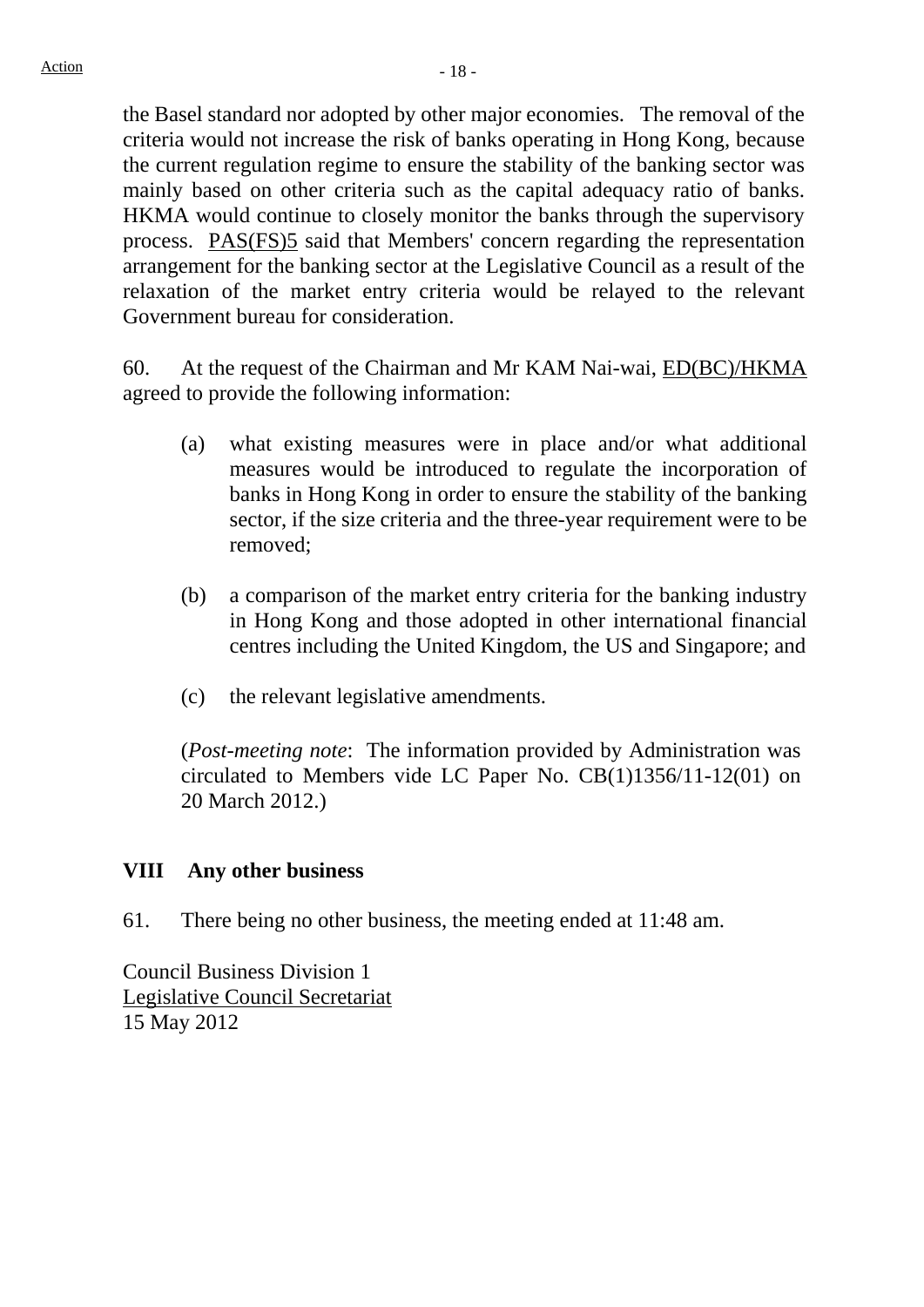the Basel standard nor adopted by other major economies. The removal of the criteria would not increase the risk of banks operating in Hong Kong, because the current regulation regime to ensure the stability of the banking sector was mainly based on other criteria such as the capital adequacy ratio of banks. HKMA would continue to closely monitor the banks through the supervisory process. PAS(FS)5 said that Members' concern regarding the representation arrangement for the banking sector at the Legislative Council as a result of the relaxation of the market entry criteria would be relayed to the relevant Government bureau for consideration.

60. At the request of the Chairman and Mr KAM Nai-wai, ED(BC)/HKMA agreed to provide the following information:

(a) what existing measures were in place and/or what additional measures would be introduced to regulate the incorporation of banks in Hong Kong in order to ensure the stability of the banking sector, if the size criteria and the three-year requirement were to be removed;

(b) a comparison of the market entry criteria for the banking industry in Hong Kong and those adopted in other international financial centres including the United Kingdom, the US and Singapore; and

(c) the relevant legislative amendments.

(*Post-meeting note*: The information provided by Administration was circulated to Members vide LC Paper No. CB(1)1356/11-12(01) on 20 March 2012.)

## VIII Any other business

61. There being no other business, the meeting ended at 11:48 am.

Council Business Division 1
Legislative Council Secretariat
15 May 2012